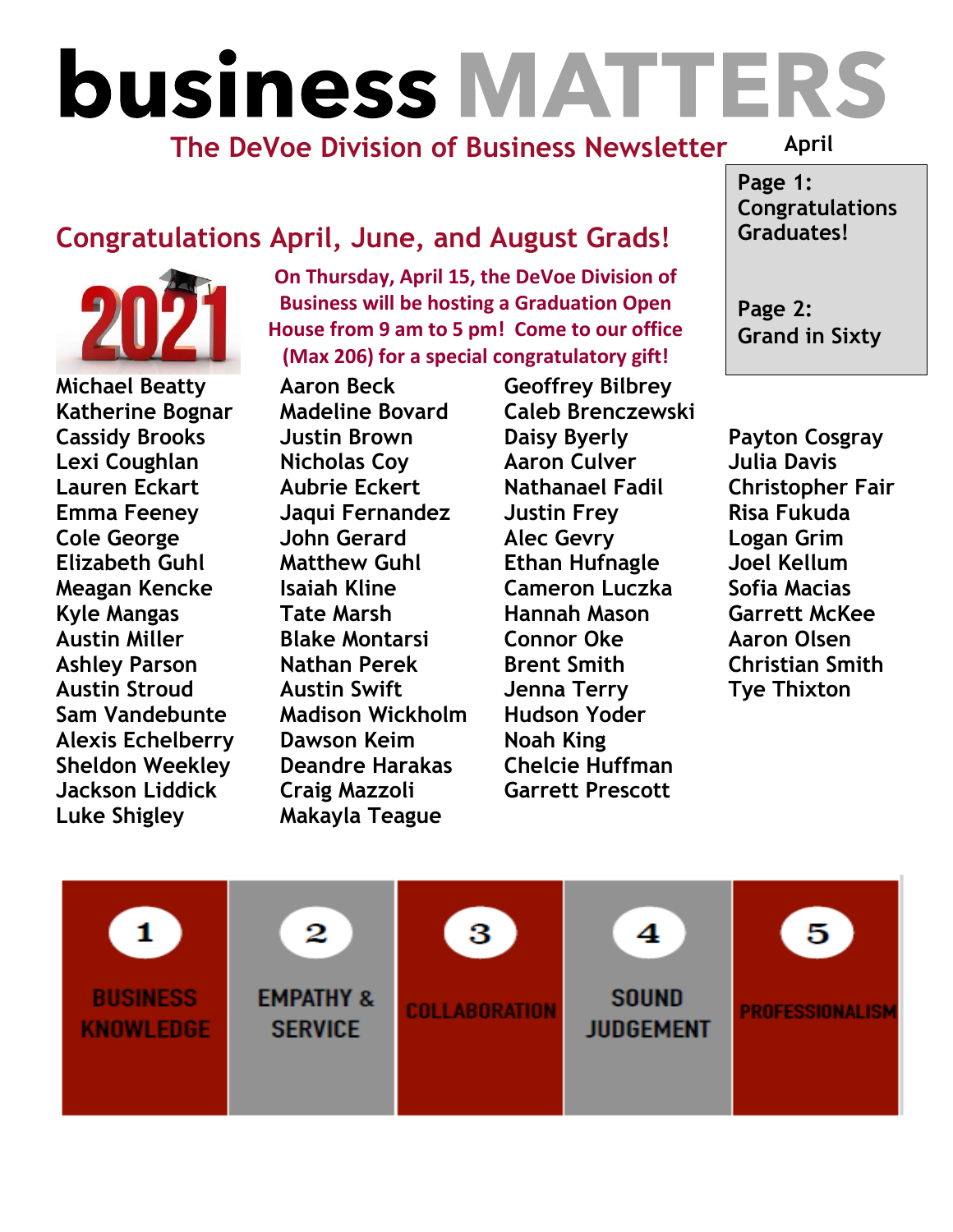# business MATTERS

## The DeVoe Division of Business Newsletter

April

**Page 1:** Congratulations Graduates!

**Page 2:** Grand in Sixty

## Congratulations April, June, and August Grads!

**On Thursday, April 15, the DeVoe Division of Business will be hosting a Graduation Open House from 9 am to 5 pm! Come to our office (Max 206) for a special congratulatory gift!**

- Michael Beatty
- Katherine Bognar
- Cassidy Brooks
- Lexi Coughlan
- Lauren Eckart
- Emma Feeney
- Cole George
- Elizabeth Guhl
- Meagan Kencke
- Kyle Mangas
- Austin Miller
- Ashley Parson
- Austin Stroud
- Sam Vandebunte
- Alexis Echelberry
- Sheldon Weekley
- Jackson Liddick
- Luke Shigley
- Aaron Beck
- Madeline Bovard
- Justin Brown
- Nicholas Coy
- Aubrie Eckert
- Jaqui Fernandez
- John Gerard
- Matthew Guhl
- Isaiah Kline
- Tate Marsh
- Blake Montarsi
- Nathan Perek
- Austin Swift
- Madison Wickholm
- Dawson Keim
- Deandre Harakas
- Craig Mazzoli
- Makayla Teague
- Geoffrey Bilbrey
- Caleb Brenczewski
- Daisy Byerly
- Aaron Culver
- Nathanael Fadil
- Justin Frey
- Alec Gevry
- Ethan Hufnagle
- Cameron Luczka
- Hannah Mason
- Connor Oke
- Brent Smith
- Jenna Terry
- Hudson Yoder
- Noah King
- Chelcie Huffman
- Garrett Prescott
- Payton Cosgray
- Julia Davis
- Christopher Fair
- Risa Fukuda
- Logan Grim
- Joel Kellum
- Sofia Macias
- Garrett McKee
- Aaron Olsen
- Christian Smith
- Tye Thixton

1. BUSINESS KNOWLEDGE
2. EMPATHY & SERVICE
3. COLLABORATION
4. SOUND JUDGEMENT
5. PROFESSIONALISM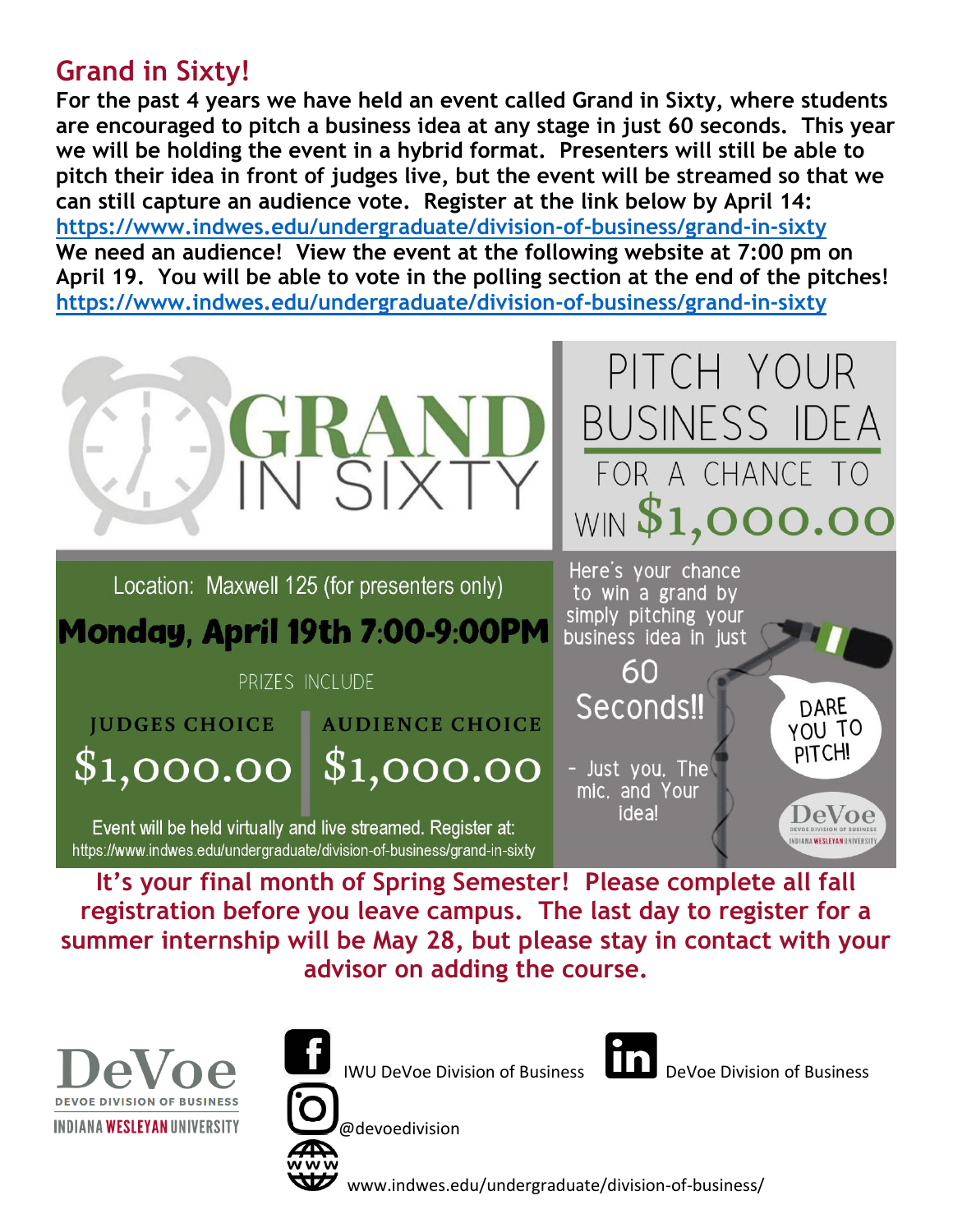## Grand in Sixty!

**For the past 4 years we have held an event called Grand in Sixty, where students are encouraged to pitch a business idea at any stage in just 60 seconds. This year we will be holding the event in a hybrid format. Presenters will still be able to pitch their idea in front of judges live, but the event will be streamed so that we can still capture an audience vote. Register at the link below by April 14:**
**https://www.indwes.edu/undergraduate/division-of-business/grand-in-sixty**
**We need an audience! View the event at the following website at 7:00 pm on April 19. You will be able to vote in the polling section at the end of the pitches!**
**https://www.indwes.edu/undergraduate/division-of-business/grand-in-sixty**

GRAND IN SIXTY

PITCH YOUR BUSINESS IDEA FOR A CHANCE TO WIN $1,000.00

Location: Maxwell 125 (for presenters only)

**Monday, April 19th 7:00-9:00PM**

PRIZES INCLUDE

JUDGES CHOICE $1,000.00

AUDIENCE CHOICE $1,000.00

Event will be held virtually and live streamed. Register at:
https://www.indwes.edu/undergraduate/division-of-business/grand-in-sixty

Here's your chance to win a grand by simply pitching your business idea in just 60 Seconds!!

- Just you, The mic, and Your idea!

DARE YOU TO PITCH!

DeVoe DEVOE DIVISION OF BUSINESS INDIANA WESLEYAN UNIVERSITY

**It's your final month of Spring Semester! Please complete all fall registration before you leave campus. The last day to register for a summer internship will be May 28, but please stay in contact with your advisor on adding the course.**

DeVoe DEVOE DIVISION OF BUSINESS INDIANA WESLEYAN UNIVERSITY

IWU DeVoe Division of Business

DeVoe Division of Business

@devoedivision

www.indwes.edu/undergraduate/division-of-business/